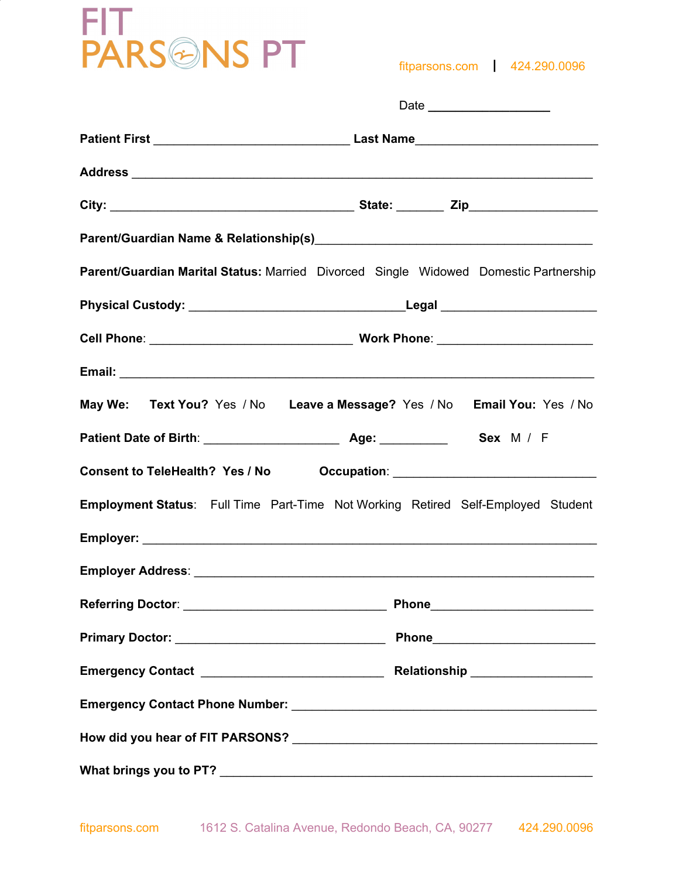# FIT PARSONS PT

fitparsons.com | 424.290.0096

Date ___________________

**Patient First** ______________________________ **Last Name**____________________________

**Address** ______________________________________________________________________

**City:** _____________________________________ **State:** _______ **Zip**___________________

**Parent/Guardian Name & Relationship(s)**_________________________________________

**Parent/Guardian Marital Status:** Married Divorced Single Widowed Domestic Partnership

**Physical Custody:** _________________________________**Legal** _______________________

**Cell Phone**: _______________________________ **Work Phone**: _______________________

**Email:** _______________________________________________________________________

**May We:** **Text You?** Yes / No **Leave a Message?** Yes / No **Email You:** Yes / No

**Patient Date of Birth**: _____________________ **Age:** __________ **Sex** M / F

**Consent to TeleHealth? Yes / No** **Occupation**: _______________________________

**Employment Status**: Full Time Part-Time Not Working Retired Self-Employed Student

**Employer:** _____________________________________________________________________

**Employer Address**: _____________________________________________________________

**Referring Doctor**: _______________________________ **Phone**_________________________

**Primary Doctor:** ________________________________ **Phone**_________________________

**Emergency Contact** ____________________________ **Relationship** __________________

**Emergency Contact Phone Number:** ______________________________________________

**How did you hear of FIT PARSONS?** _____________________________________________

**What brings you to PT?** _________________________________________________________

fitparsons.com 1612 S. Catalina Avenue, Redondo Beach, CA, 90277 424.290.0096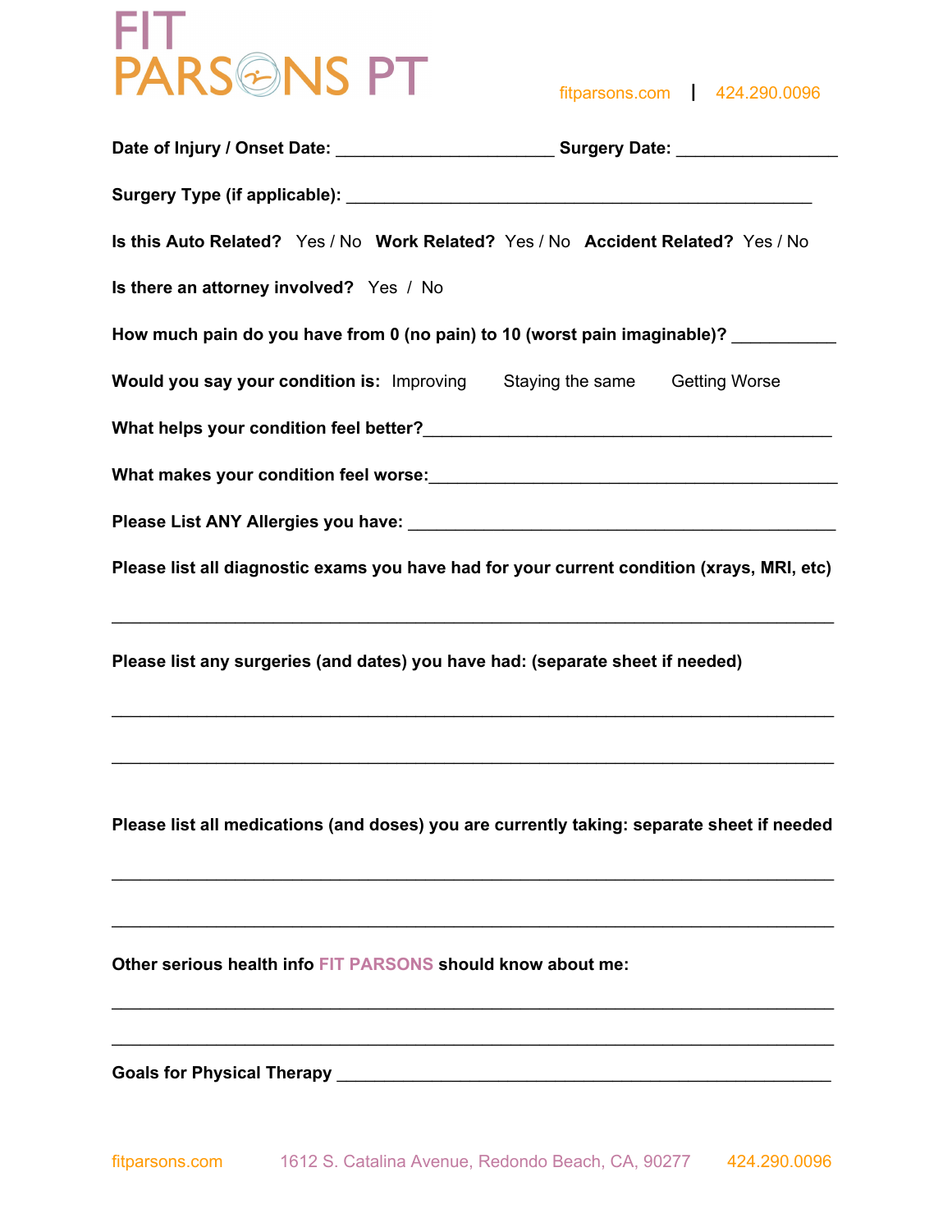# FIT PARSONS PT

fitparsons.com | 424.290.0096

**Date of Injury / Onset Date:** ________________________ **Surgery Date:** ________________

**Surgery Type (if applicable):** ______________________________________________

**Is this Auto Related?** Yes / No **Work Related?** Yes / No **Accident Related?** Yes / No

**Is there an attorney involved?** Yes / No

**How much pain do you have from 0 (no pain) to 10 (worst pain imaginable)?** __________

**Would you say your condition is:** Improving Staying the same Getting Worse

**What helps your condition feel better?**________________________________________

**What makes your condition feel worse:**________________________________________

**Please List ANY Allergies you have:** ________________________________________

**Please list all diagnostic exams you have had for your current condition (xrays, MRI, etc)**

________________________________________________________________________

**Please list any surgeries (and dates) you have had: (separate sheet if needed)**

________________________________________________________________________

________________________________________________________________________

**Please list all medications (and doses) you are currently taking: separate sheet if needed**

________________________________________________________________________

________________________________________________________________________

**Other serious health info FIT PARSONS should know about me:**

________________________________________________________________________

________________________________________________________________________

**Goals for Physical Therapy** ______________________________________________

fitparsons.com 1612 S. Catalina Avenue, Redondo Beach, CA, 90277 424.290.0096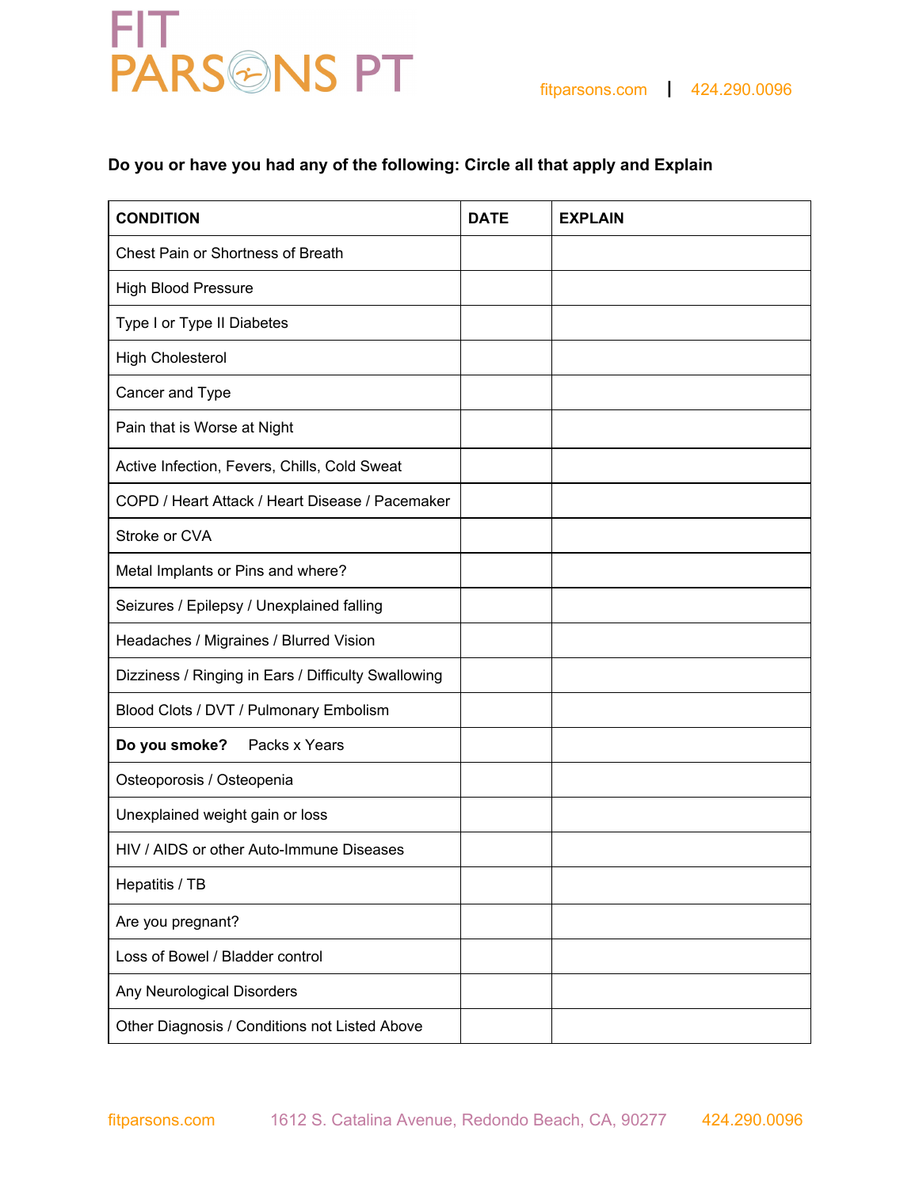**Do you or have you had any of the following: Circle all that apply and Explain**

| CONDITION | DATE | EXPLAIN |
| --- | --- | --- |
| Chest Pain or Shortness of Breath | | |
| High Blood Pressure | | |
| Type I or Type II Diabetes | | |
| High Cholesterol | | |
| Cancer and Type | | |
| Pain that is Worse at Night | | |
| Active Infection, Fevers, Chills, Cold Sweat | | |
| COPD / Heart Attack / Heart Disease / Pacemaker | | |
| Stroke or CVA | | |
| Metal Implants or Pins and where? | | |
| Seizures / Epilepsy / Unexplained falling | | |
| Headaches / Migraines / Blurred Vision | | |
| Dizziness / Ringing in Ears / Difficulty Swallowing | | |
| Blood Clots / DVT / Pulmonary Embolism | | |
| **Do you smoke?** Packs x Years | | |
| Osteoporosis / Osteopenia | | |
| Unexplained weight gain or loss | | |
| HIV / AIDS or other Auto-Immune Diseases | | |
| Hepatitis / TB | | |
| Are you pregnant? | | |
| Loss of Bowel / Bladder control | | |
| Any Neurological Disorders | | |
| Other Diagnosis / Conditions not Listed Above | | |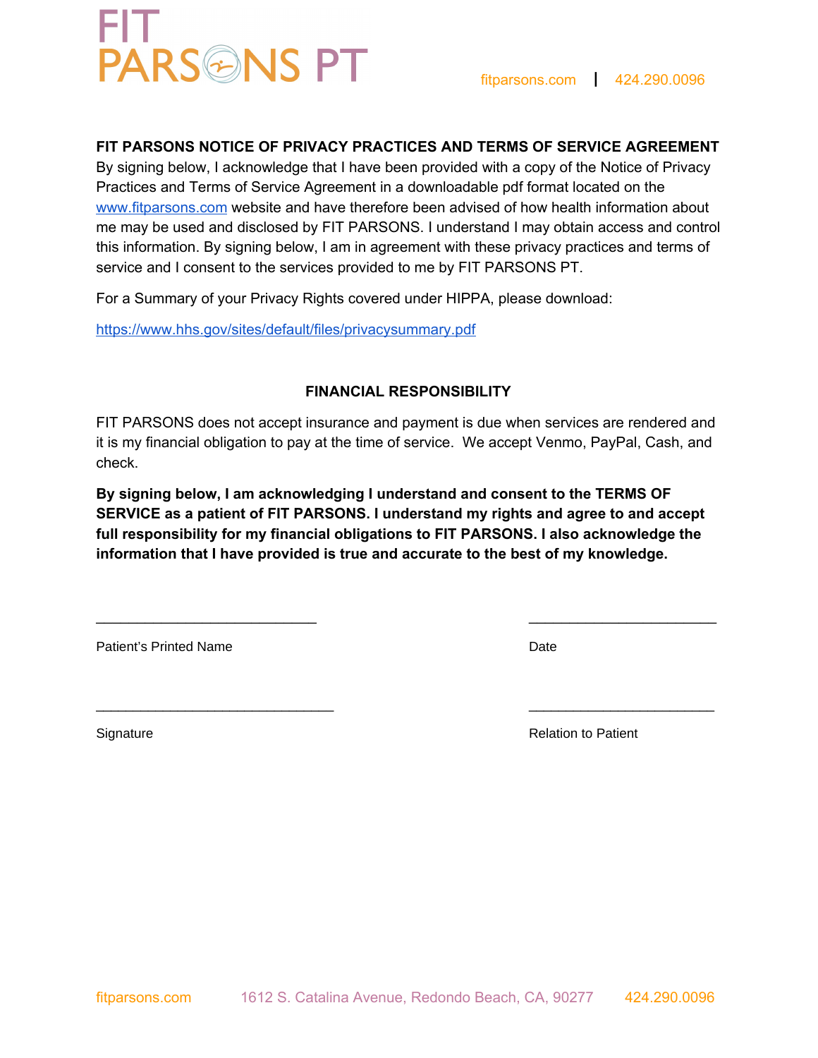## FIT PARSONS NOTICE OF PRIVACY PRACTICES AND TERMS OF SERVICE AGREEMENT

By signing below, I acknowledge that I have been provided with a copy of the Notice of Privacy Practices and Terms of Service Agreement in a downloadable pdf format located on the www.fitparsons.com website and have therefore been advised of how health information about me may be used and disclosed by FIT PARSONS. I understand I may obtain access and control this information. By signing below, I am in agreement with these privacy practices and terms of service and I consent to the services provided to me by FIT PARSONS PT.

For a Summary of your Privacy Rights covered under HIPPA, please download:

https://www.hhs.gov/sites/default/files/privacysummary.pdf

## FINANCIAL RESPONSIBILITY

FIT PARSONS does not accept insurance and payment is due when services are rendered and it is my financial obligation to pay at the time of service. We accept Venmo, PayPal, Cash, and check.

**By signing below, I am acknowledging I understand and consent to the TERMS OF SERVICE as a patient of FIT PARSONS. I understand my rights and agree to and accept full responsibility for my financial obligations to FIT PARSONS. I also acknowledge the information that I have provided is true and accurate to the best of my knowledge.**

\_\_\_\_\_\_\_\_\_\_\_\_\_\_\_\_\_\_\_\_\_\_\_\_\_\_\_\_ \_\_\_\_\_\_\_\_\_\_\_\_\_\_\_\_\_\_\_\_\_\_\_\_

Patient's Printed Name Date

\_\_\_\_\_\_\_\_\_\_\_\_\_\_\_\_\_\_\_\_\_\_\_\_\_\_\_\_\_\_ \_\_\_\_\_\_\_\_\_\_\_\_\_\_\_\_\_\_\_\_\_\_\_\_

Signature Relation to Patient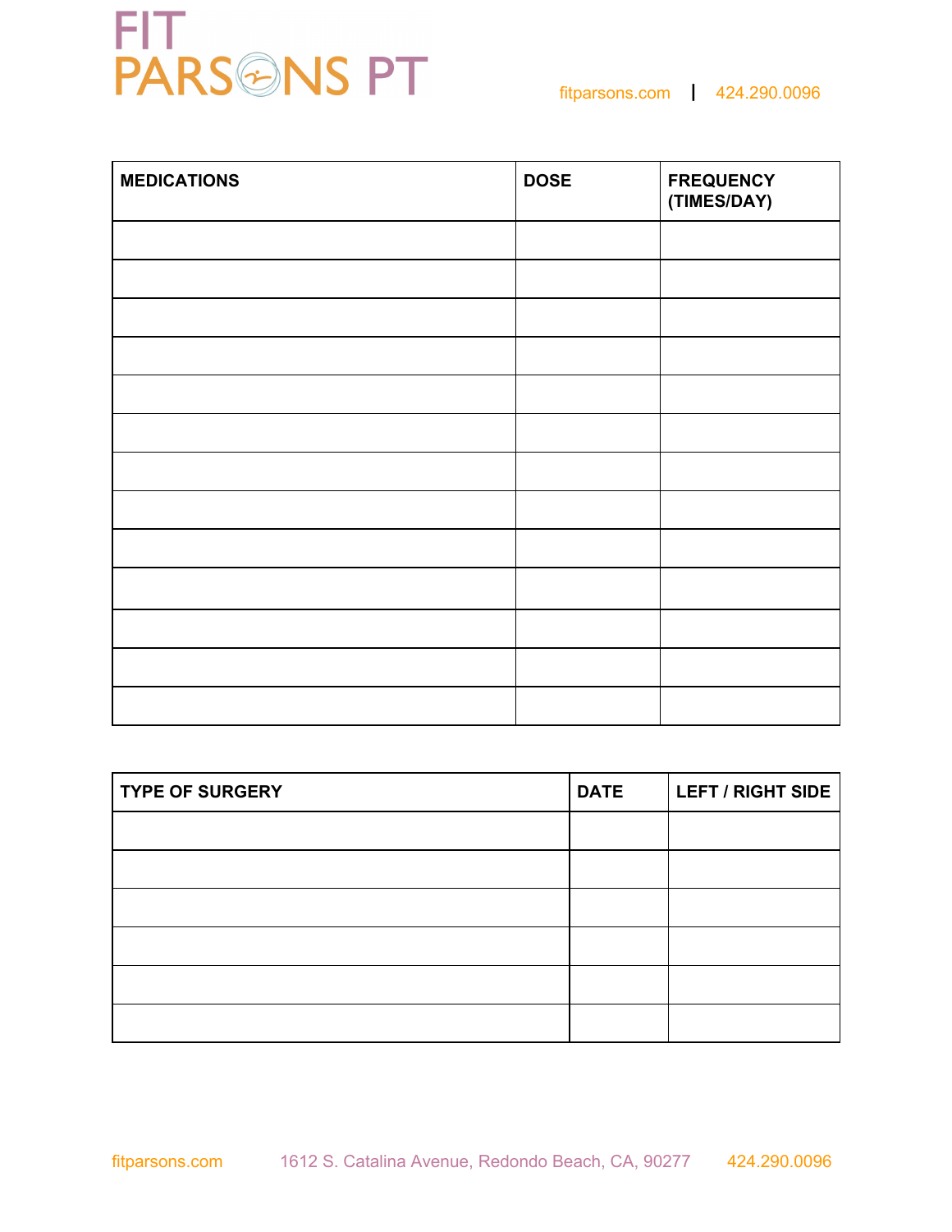| MEDICATIONS | DOSE | FREQUENCY (TIMES/DAY) |
|---|---|---|
| | | |
| | | |
| | | |
| | | |
| | | |
| | | |
| | | |
| | | |
| | | |
| | | |
| | | |
| | | |
| | | |

| TYPE OF SURGERY | DATE | LEFT / RIGHT SIDE |
|---|---|---|
| | | |
| | | |
| | | |
| | | |
| | | |
| | | |